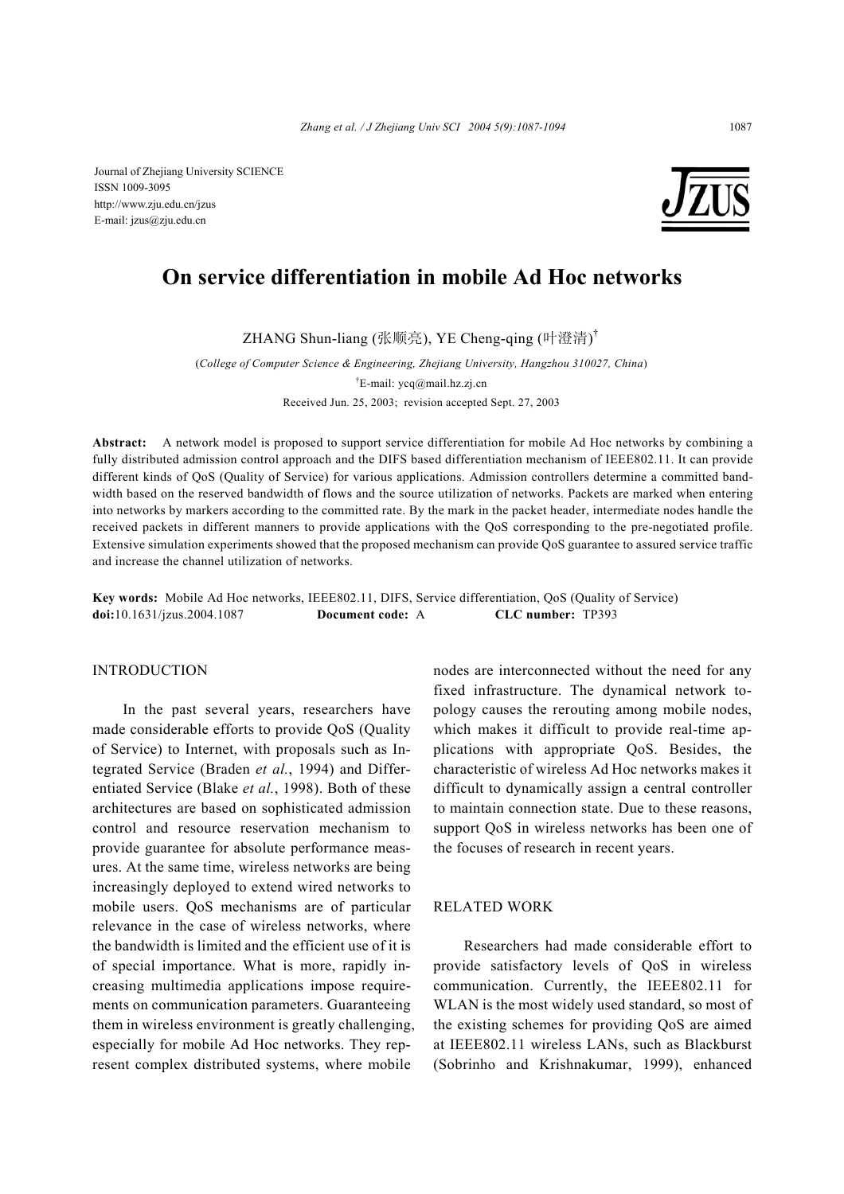Journal of Zhejiang University SCIENCE
ISSN 1009-3095
http://www.zju.edu.cn/jzus
E-mail: jzus@zju.edu.cn

# On service differentiation in mobile Ad Hoc networks

ZHANG Shun-liang (张顺亮), YE Cheng-qing (叶澄清)[†]

(*College of Computer Science & Engineering, Zhejiang University, Hangzhou 310027, China*)

[†]E-mail: ycq@mail.hz.zj.cn

Received Jun. 25, 2003; revision accepted Sept. 27, 2003

**Abstract:** A network model is proposed to support service differentiation for mobile Ad Hoc networks by combining a fully distributed admission control approach and the DIFS based differentiation mechanism of IEEE802.11. It can provide different kinds of QoS (Quality of Service) for various applications. Admission controllers determine a committed bandwidth based on the reserved bandwidth of flows and the source utilization of networks. Packets are marked when entering into networks by markers according to the committed rate. By the mark in the packet header, intermediate nodes handle the received packets in different manners to provide applications with the QoS corresponding to the pre-negotiated profile. Extensive simulation experiments showed that the proposed mechanism can provide QoS guarantee to assured service traffic and increase the channel utilization of networks.

**Key words:** Mobile Ad Hoc networks, IEEE802.11, DIFS, Service differentiation, QoS (Quality of Service)
**doi:**10.1631/jzus.2004.1087 **Document code:** A **CLC number:** TP393

## INTRODUCTION

In the past several years, researchers have made considerable efforts to provide QoS (Quality of Service) to Internet, with proposals such as Integrated Service (Braden *et al.*, 1994) and Differentiated Service (Blake *et al.*, 1998). Both of these architectures are based on sophisticated admission control and resource reservation mechanism to provide guarantee for absolute performance measures. At the same time, wireless networks are being increasingly deployed to extend wired networks to mobile users. QoS mechanisms are of particular relevance in the case of wireless networks, where the bandwidth is limited and the efficient use of it is of special importance. What is more, rapidly increasing multimedia applications impose requirements on communication parameters. Guaranteeing them in wireless environment is greatly challenging, especially for mobile Ad Hoc networks. They represent complex distributed systems, where mobile nodes are interconnected without the need for any fixed infrastructure. The dynamical network topology causes the rerouting among mobile nodes, which makes it difficult to provide real-time applications with appropriate QoS. Besides, the characteristic of wireless Ad Hoc networks makes it difficult to dynamically assign a central controller to maintain connection state. Due to these reasons, support QoS in wireless networks has been one of the focuses of research in recent years.

## RELATED WORK

Researchers had made considerable effort to provide satisfactory levels of QoS in wireless communication. Currently, the IEEE802.11 for WLAN is the most widely used standard, so most of the existing schemes for providing QoS are aimed at IEEE802.11 wireless LANs, such as Blackburst (Sobrinho and Krishnakumar, 1999), enhanced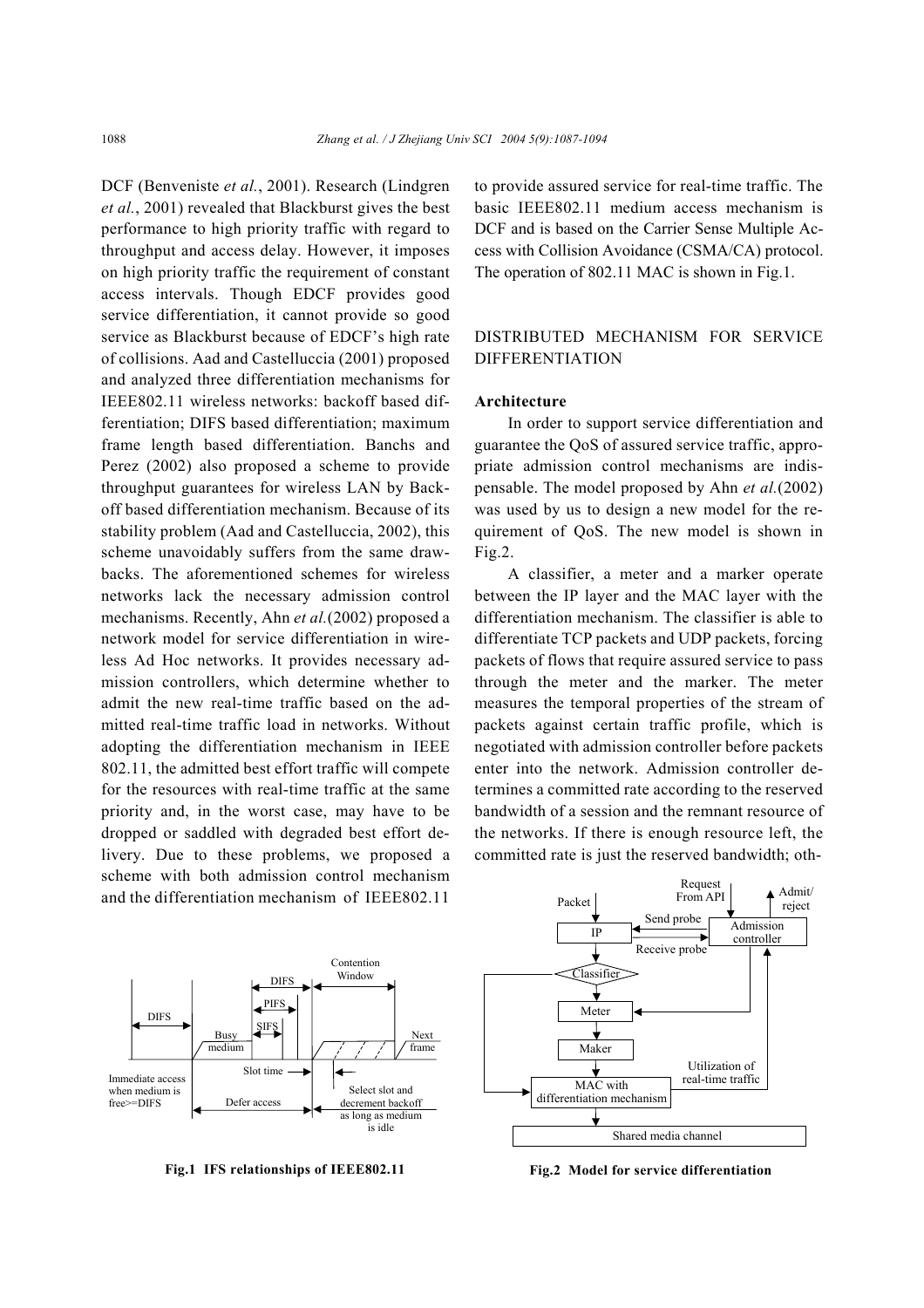DCF (Benveniste *et al.*, 2001). Research (Lindgren *et al.*, 2001) revealed that Blackburst gives the best performance to high priority traffic with regard to throughput and access delay. However, it imposes on high priority traffic the requirement of constant access intervals. Though EDCF provides good service differentiation, it cannot provide so good service as Blackburst because of EDCF's high rate of collisions. Aad and Castelluccia (2001) proposed and analyzed three differentiation mechanisms for IEEE802.11 wireless networks: backoff based differentiation; DIFS based differentiation; maximum frame length based differentiation. Banchs and Perez (2002) also proposed a scheme to provide throughput guarantees for wireless LAN by Backoff based differentiation mechanism. Because of its stability problem (Aad and Castelluccia, 2002), this scheme unavoidably suffers from the same drawbacks. The aforementioned schemes for wireless networks lack the necessary admission control mechanisms. Recently, Ahn *et al.*(2002) proposed a network model for service differentiation in wireless Ad Hoc networks. It provides necessary admission controllers, which determine whether to admit the new real-time traffic based on the admitted real-time traffic load in networks. Without adopting the differentiation mechanism in IEEE 802.11, the admitted best effort traffic will compete for the resources with real-time traffic at the same priority and, in the worst case, may have to be dropped or saddled with degraded best effort delivery. Due to these problems, we proposed a scheme with both admission control mechanism and the differentiation mechanism of IEEE802.11 to provide assured service for real-time traffic. The basic IEEE802.11 medium access mechanism is DCF and is based on the Carrier Sense Multiple Access with Collision Avoidance (CSMA/CA) protocol. The operation of 802.11 MAC is shown in Fig.1.

DIFS
Busy medium
DIFS
PIFS
SIFS
Contention Window
Next frame
Slot time
Immediate access when medium is free>=DIFS
Defer access
Select slot and decrement backoff as long as medium is idle

**Fig.1 IFS relationships of IEEE802.11**

## DISTRIBUTED MECHANISM FOR SERVICE DIFFERENTIATION

### Architecture

In order to support service differentiation and guarantee the QoS of assured service traffic, appropriate admission control mechanisms are indispensable. The model proposed by Ahn *et al.*(2002) was used by us to design a new model for the requirement of QoS. The new model is shown in Fig.2.

A classifier, a meter and a marker operate between the IP layer and the MAC layer with the differentiation mechanism. The classifier is able to differentiate TCP packets and UDP packets, forcing packets of flows that require assured service to pass through the meter and the marker. The meter measures the temporal properties of the stream of packets against certain traffic profile, which is negotiated with admission controller before packets enter into the network. Admission controller determines a committed rate according to the reserved bandwidth of a session and the remnant resource of the networks. If there is enough resource left, the committed rate is just the reserved bandwidth; oth-

Packet
Request From API
Admit/ reject
Send probe
IP
Admission controller
Receive probe
Classifier
Meter
Maker
Utilization of real-time traffic
MAC with differentiation mechanism
Shared media channel

**Fig.2 Model for service differentiation**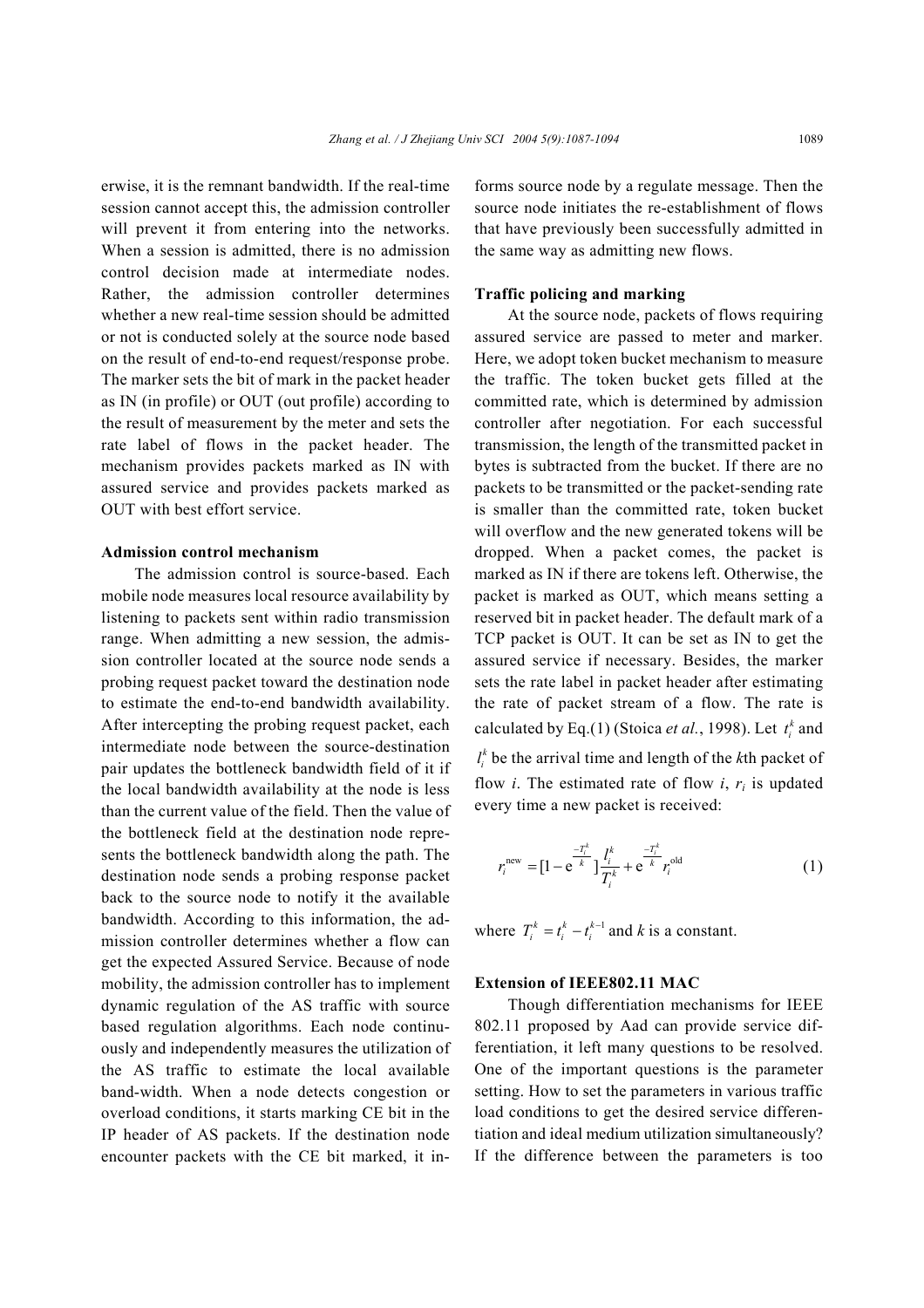erwise, it is the remnant bandwidth. If the real-time session cannot accept this, the admission controller will prevent it from entering into the networks. When a session is admitted, there is no admission control decision made at intermediate nodes. Rather, the admission controller determines whether a new real-time session should be admitted or not is conducted solely at the source node based on the result of end-to-end request/response probe. The marker sets the bit of mark in the packet header as IN (in profile) or OUT (out profile) according to the result of measurement by the meter and sets the rate label of flows in the packet header. The mechanism provides packets marked as IN with assured service and provides packets marked as OUT with best effort service.

**Admission control mechanism**

The admission control is source-based. Each mobile node measures local resource availability by listening to packets sent within radio transmission range. When admitting a new session, the admission controller located at the source node sends a probing request packet toward the destination node to estimate the end-to-end bandwidth availability. After intercepting the probing request packet, each intermediate node between the source-destination pair updates the bottleneck bandwidth field of it if the local bandwidth availability at the node is less than the current value of the field. Then the value of the bottleneck field at the destination node represents the bottleneck bandwidth along the path. The destination node sends a probing response packet back to the source node to notify it the available bandwidth. According to this information, the admission controller determines whether a flow can get the expected Assured Service. Because of node mobility, the admission controller has to implement dynamic regulation of the AS traffic with source based regulation algorithms. Each node continuously and independently measures the utilization of the AS traffic to estimate the local available band-width. When a node detects congestion or overload conditions, it starts marking CE bit in the IP header of AS packets. If the destination node encounter packets with the CE bit marked, it informs source node by a regulate message. Then the source node initiates the re-establishment of flows that have previously been successfully admitted in the same way as admitting new flows.

**Traffic policing and marking**

At the source node, packets of flows requiring assured service are passed to meter and marker. Here, we adopt token bucket mechanism to measure the traffic. The token bucket gets filled at the committed rate, which is determined by admission controller after negotiation. For each successful transmission, the length of the transmitted packet in bytes is subtracted from the bucket. If there are no packets to be transmitted or the packet-sending rate is smaller than the committed rate, token bucket will overflow and the new generated tokens will be dropped. When a packet comes, the packet is marked as IN if there are tokens left. Otherwise, the packet is marked as OUT, which means setting a reserved bit in packet header. The default mark of a TCP packet is OUT. It can be set as IN to get the assured service if necessary. Besides, the marker sets the rate label in packet header after estimating the rate of packet stream of a flow. The rate is calculated by Eq.(1) (Stoica *et al.*, 1998). Let $t_i^k$ and $l_i^k$ be the arrival time and length of the *k*th packet of flow *i*. The estimated rate of flow *i*, $r_i$ is updated every time a new packet is received:

$$r_i^{\text{new}} = [1 - \mathrm{e}^{\frac{-T_i^k}{k}}]\frac{l_i^k}{T_i^k} + \mathrm{e}^{\frac{-T_i^k}{k}} r_i^{\text{old}} \tag{1}$$

where $T_i^k = t_i^k - t_i^{k-1}$ and *k* is a constant.

**Extension of IEEE802.11 MAC**

Though differentiation mechanisms for IEEE 802.11 proposed by Aad can provide service differentiation, it left many questions to be resolved. One of the important questions is the parameter setting. How to set the parameters in various traffic load conditions to get the desired service differentiation and ideal medium utilization simultaneously? If the difference between the parameters is too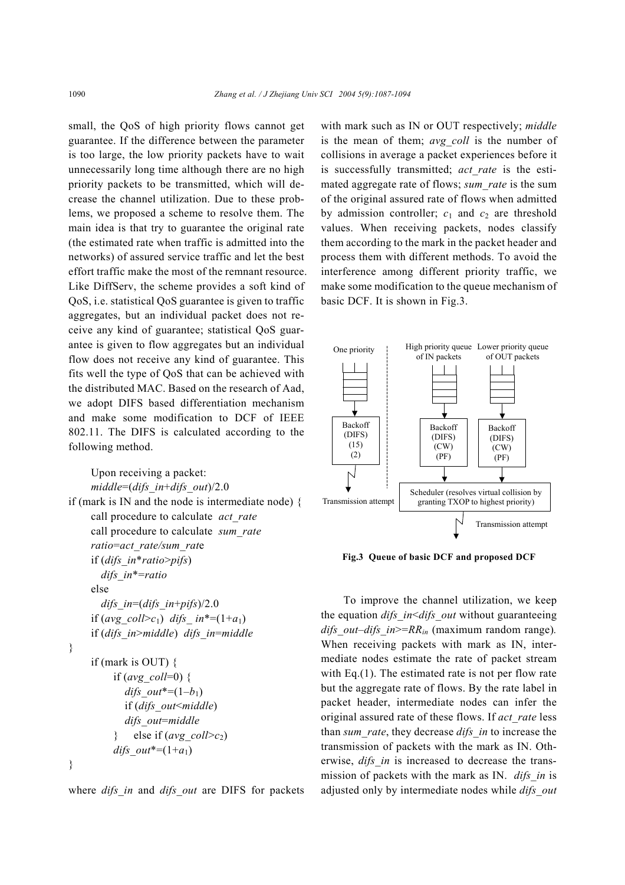small, the QoS of high priority flows cannot get guarantee. If the difference between the parameter is too large, the low priority packets have to wait unnecessarily long time although there are no high priority packets to be transmitted, which will decrease the channel utilization. Due to these problems, we proposed a scheme to resolve them. The main idea is that try to guarantee the original rate (the estimated rate when traffic is admitted into the networks) of assured service traffic and let the best effort traffic make the most of the remnant resource. Like DiffServ, the scheme provides a soft kind of QoS, i.e. statistical QoS guarantee is given to traffic aggregates, but an individual packet does not receive any kind of guarantee; statistical QoS guarantee is given to flow aggregates but an individual flow does not receive any kind of guarantee. This fits well the type of QoS that can be achieved with the distributed MAC. Based on the research of Aad, we adopt DIFS based differentiation mechanism and make some modification to DCF of IEEE 802.11. The DIFS is calculated according to the following method.

```
    Upon receiving a packet:
    middle=(difs_in+difs_out)/2.0
if (mark is IN and the node is intermediate node) {
    call procedure to calculate  act_rate
    call procedure to calculate  sum_rate
    ratio=act_rate/sum_rate
    if (difs_in*ratio>pifs)
      difs_in*=ratio
    else
      difs_in=(difs_in+pifs)/2.0
    if (avg_coll>c1)  difs_ in*=(1+a1)
    if (difs_in>middle)  difs_in=middle
}
    if (mark is OUT) {
        if (avg_coll=0) {
          difs_out*=(1–b1)
          if (difs_out<middle)
          difs_out=middle
        }    else if (avg_coll>c2)
        difs_out*=(1+a1)
}
```

where *difs_in* and *difs_out* are DIFS for packets with mark such as IN or OUT respectively; *middle* is the mean of them; *avg_coll* is the number of collisions in average a packet experiences before it is successfully transmitted; *act_rate* is the estimated aggregate rate of flows; *sum_rate* is the sum of the original assured rate of flows when admitted by admission controller; $c_1$ and $c_2$ are threshold values. When receiving packets, nodes classify them according to the mark in the packet header and process them with different methods. To avoid the interference among different priority traffic, we make some modification to the queue mechanism of basic DCF. It is shown in Fig.3.

One priority

Backoff (DIFS) (15) (2)

Transmission attempt

High priority queue of IN packets

Lower priority queue of OUT packets

Backoff (DIFS) (CW) (PF)

Backoff (DIFS) (CW) (PF)

Scheduler (resolves virtual collision by granting TXOP to highest priority)

Transmission attempt

**Fig.3 Queue of basic DCF and proposed DCF**

To improve the channel utilization, we keep the equation *difs_in*<*difs_out* without guaranteeing *difs_out*–*difs_in*>=$RR_{in}$ (maximum random range). When receiving packets with mark as IN, intermediate nodes estimate the rate of packet stream with Eq.(1). The estimated rate is not per flow rate but the aggregate rate of flows. By the rate label in packet header, intermediate nodes can infer the original assured rate of these flows. If *act_rate* less than *sum_rate*, they decrease *difs_in* to increase the transmission of packets with the mark as IN. Otherwise, *difs_in* is increased to decrease the transmission of packets with the mark as IN. *difs_in* is adjusted only by intermediate nodes while *difs_out*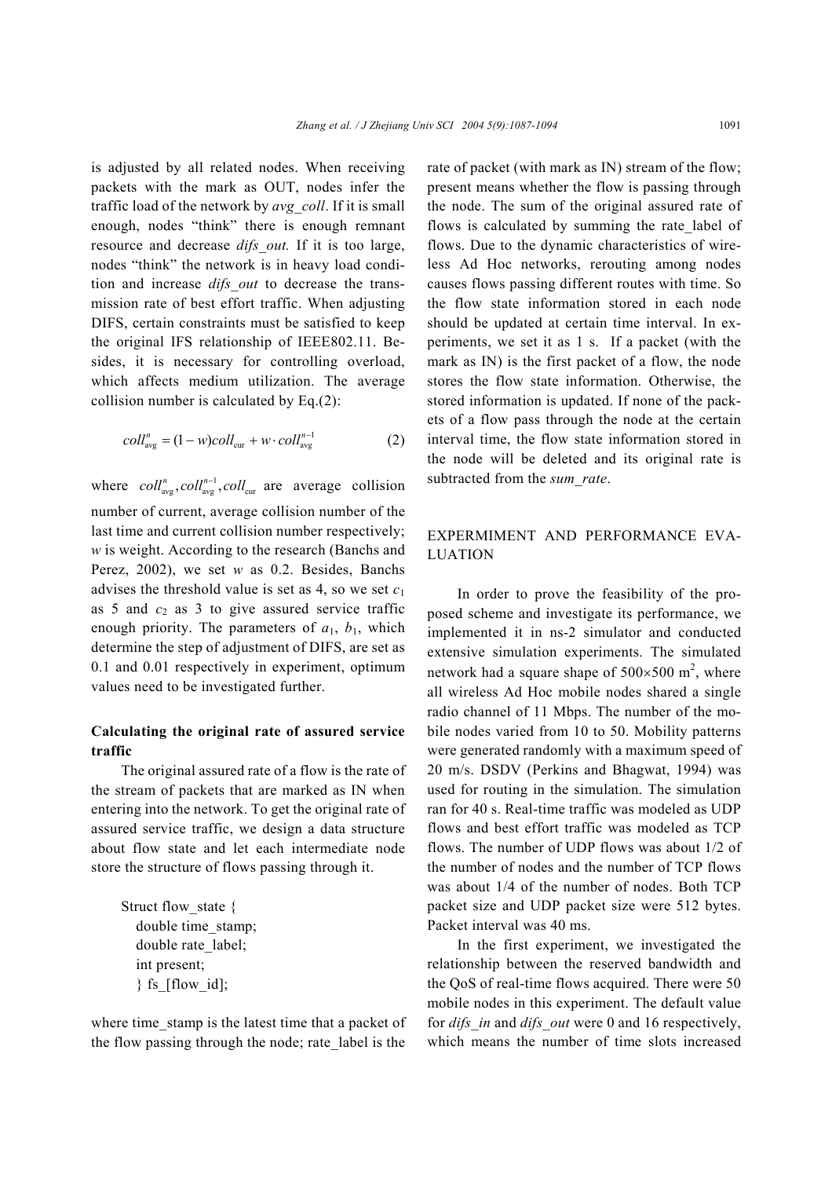is adjusted by all related nodes. When receiving packets with the mark as OUT, nodes infer the traffic load of the network by *avg_coll*. If it is small enough, nodes "think" there is enough remnant resource and decrease *difs_out.* If it is too large, nodes "think" the network is in heavy load condition and increase *difs_out* to decrease the transmission rate of best effort traffic. When adjusting DIFS, certain constraints must be satisfied to keep the original IFS relationship of IEEE802.11. Besides, it is necessary for controlling overload, which affects medium utilization. The average collision number is calculated by Eq.(2):

$$coll_{\text{avg}}^{n} = (1-w)coll_{\text{cur}} + w \cdot coll_{\text{avg}}^{n-1} \tag{2}$$

where $coll_{\text{avg}}^{n}, coll_{\text{avg}}^{n-1}, coll_{\text{cur}}$ are average collision number of current, average collision number of the last time and current collision number respectively; $w$ is weight. According to the research (Banchs and Perez, 2002), we set $w$ as 0.2. Besides, Banchs advises the threshold value is set as 4, so we set $c_1$ as 5 and $c_2$ as 3 to give assured service traffic enough priority. The parameters of $a_1$, $b_1$, which determine the step of adjustment of DIFS, are set as 0.1 and 0.01 respectively in experiment, optimum values need to be investigated further.

**Calculating the original rate of assured service traffic**

The original assured rate of a flow is the rate of the stream of packets that are marked as IN when entering into the network. To get the original rate of assured service traffic, we design a data structure about flow state and let each intermediate node store the structure of flows passing through it.

```
Struct flow_state {
  double time_stamp;
  double rate_label;
  int present;
  } fs_[flow_id];
```

where time_stamp is the latest time that a packet of the flow passing through the node; rate_label is the rate of packet (with mark as IN) stream of the flow; present means whether the flow is passing through the node. The sum of the original assured rate of flows is calculated by summing the rate_label of flows. Due to the dynamic characteristics of wireless Ad Hoc networks, rerouting among nodes causes flows passing different routes with time. So the flow state information stored in each node should be updated at certain time interval. In experiments, we set it as 1 s. If a packet (with the mark as IN) is the first packet of a flow, the node stores the flow state information. Otherwise, the stored information is updated. If none of the packets of a flow pass through the node at the certain interval time, the flow state information stored in the node will be deleted and its original rate is subtracted from the *sum_rate*.

## EXPERMIMENT AND PERFORMANCE EVALUATION

In order to prove the feasibility of the proposed scheme and investigate its performance, we implemented it in ns-2 simulator and conducted extensive simulation experiments. The simulated network had a square shape of 500×500 m$^2$, where all wireless Ad Hoc mobile nodes shared a single radio channel of 11 Mbps. The number of the mobile nodes varied from 10 to 50. Mobility patterns were generated randomly with a maximum speed of 20 m/s. DSDV (Perkins and Bhagwat, 1994) was used for routing in the simulation. The simulation ran for 40 s. Real-time traffic was modeled as UDP flows and best effort traffic was modeled as TCP flows. The number of UDP flows was about 1/2 of the number of nodes and the number of TCP flows was about 1/4 of the number of nodes. Both TCP packet size and UDP packet size were 512 bytes. Packet interval was 40 ms.

In the first experiment, we investigated the relationship between the reserved bandwidth and the QoS of real-time flows acquired. There were 50 mobile nodes in this experiment. The default value for *difs_in* and *difs_out* were 0 and 16 respectively, which means the number of time slots increased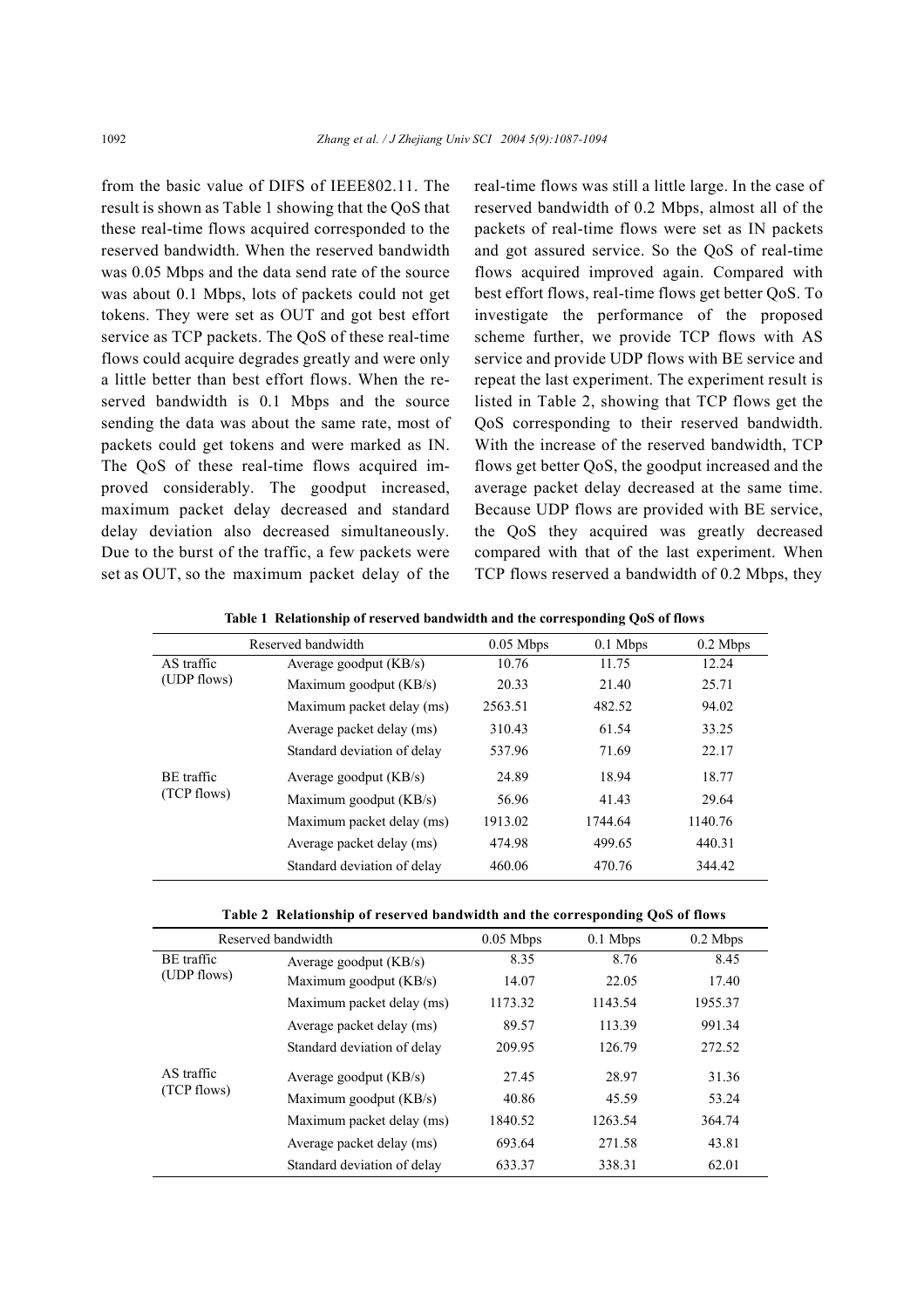from the basic value of DIFS of IEEE802.11. The result is shown as Table 1 showing that the QoS that these real-time flows acquired corresponded to the reserved bandwidth. When the reserved bandwidth was 0.05 Mbps and the data send rate of the source was about 0.1 Mbps, lots of packets could not get tokens. They were set as OUT and got best effort service as TCP packets. The QoS of these real-time flows could acquire degrades greatly and were only a little better than best effort flows. When the reserved bandwidth is 0.1 Mbps and the source sending the data was about the same rate, most of packets could get tokens and were marked as IN. The QoS of these real-time flows acquired improved considerably. The goodput increased, maximum packet delay decreased and standard delay deviation also decreased simultaneously. Due to the burst of the traffic, a few packets were set as OUT, so the maximum packet delay of the real-time flows was still a little large. In the case of reserved bandwidth of 0.2 Mbps, almost all of the packets of real-time flows were set as IN packets and got assured service. So the QoS of real-time flows acquired improved again. Compared with best effort flows, real-time flows get better QoS. To investigate the performance of the proposed scheme further, we provide TCP flows with AS service and provide UDP flows with BE service and repeat the last experiment. The experiment result is listed in Table 2, showing that TCP flows get the QoS corresponding to their reserved bandwidth. With the increase of the reserved bandwidth, TCP flows get better QoS, the goodput increased and the average packet delay decreased at the same time. Because UDP flows are provided with BE service, the QoS they acquired was greatly decreased compared with that of the last experiment. When TCP flows reserved a bandwidth of 0.2 Mbps, they

**Table 1 Relationship of reserved bandwidth and the corresponding QoS of flows**

| Reserved bandwidth | | 0.05 Mbps | 0.1 Mbps | 0.2 Mbps |
|---|---|---|---|---|
| AS traffic (UDP flows) | Average goodput (KB/s) | 10.76 | 11.75 | 12.24 |
| | Maximum goodput (KB/s) | 20.33 | 21.40 | 25.71 |
| | Maximum packet delay (ms) | 2563.51 | 482.52 | 94.02 |
| | Average packet delay (ms) | 310.43 | 61.54 | 33.25 |
| | Standard deviation of delay | 537.96 | 71.69 | 22.17 |
| BE traffic (TCP flows) | Average goodput (KB/s) | 24.89 | 18.94 | 18.77 |
| | Maximum goodput (KB/s) | 56.96 | 41.43 | 29.64 |
| | Maximum packet delay (ms) | 1913.02 | 1744.64 | 1140.76 |
| | Average packet delay (ms) | 474.98 | 499.65 | 440.31 |
| | Standard deviation of delay | 460.06 | 470.76 | 344.42 |

**Table 2 Relationship of reserved bandwidth and the corresponding QoS of flows**

| Reserved bandwidth | | 0.05 Mbps | 0.1 Mbps | 0.2 Mbps |
|---|---|---|---|---|
| BE traffic (UDP flows) | Average goodput (KB/s) | 8.35 | 8.76 | 8.45 |
| | Maximum goodput (KB/s) | 14.07 | 22.05 | 17.40 |
| | Maximum packet delay (ms) | 1173.32 | 1143.54 | 1955.37 |
| | Average packet delay (ms) | 89.57 | 113.39 | 991.34 |
| | Standard deviation of delay | 209.95 | 126.79 | 272.52 |
| AS traffic (TCP flows) | Average goodput (KB/s) | 27.45 | 28.97 | 31.36 |
| | Maximum goodput (KB/s) | 40.86 | 45.59 | 53.24 |
| | Maximum packet delay (ms) | 1840.52 | 1263.54 | 364.74 |
| | Average packet delay (ms) | 693.64 | 271.58 | 43.81 |
| | Standard deviation of delay | 633.37 | 338.31 | 62.01 |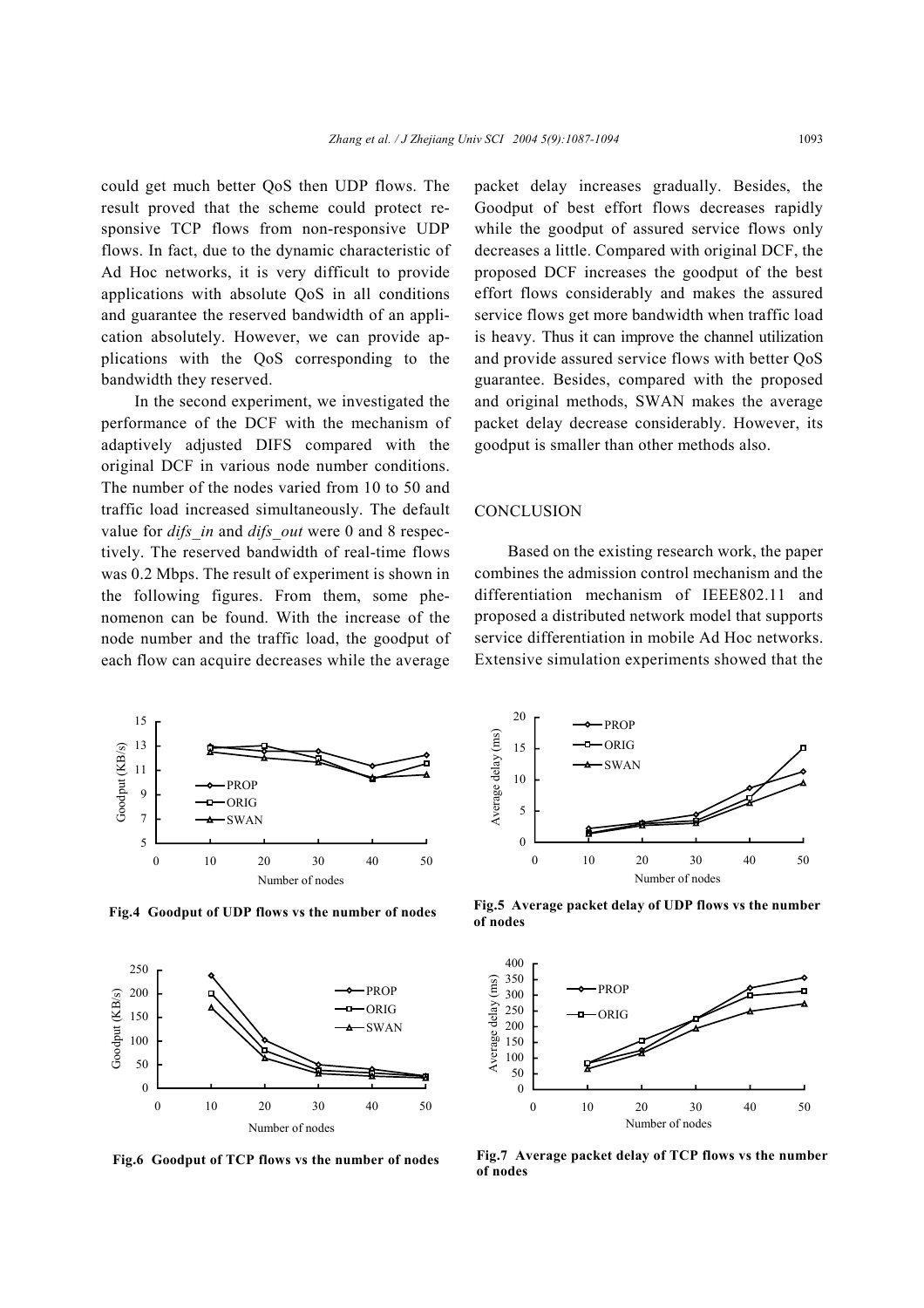could get much better QoS then UDP flows. The result proved that the scheme could protect responsive TCP flows from non-responsive UDP flows. In fact, due to the dynamic characteristic of Ad Hoc networks, it is very difficult to provide applications with absolute QoS in all conditions and guarantee the reserved bandwidth of an application absolutely. However, we can provide applications with the QoS corresponding to the bandwidth they reserved.

In the second experiment, we investigated the performance of the DCF with the mechanism of adaptively adjusted DIFS compared with the original DCF in various node number conditions. The number of the nodes varied from 10 to 50 and traffic load increased simultaneously. The default value for *difs_in* and *difs_out* were 0 and 8 respectively. The reserved bandwidth of real-time flows was 0.2 Mbps. The result of experiment is shown in the following figures. From them, some phenomenon can be found. With the increase of the node number and the traffic load, the goodput of each flow can acquire decreases while the average packet delay increases gradually. Besides, the Goodput of best effort flows decreases rapidly while the goodput of assured service flows only decreases a little. Compared with original DCF, the proposed DCF increases the goodput of the best effort flows considerably and makes the assured service flows get more bandwidth when traffic load is heavy. Thus it can improve the channel utilization and provide assured service flows with better QoS guarantee. Besides, compared with the proposed and original methods, SWAN makes the average packet delay decrease considerably. However, its goodput is smaller than other methods also.

## CONCLUSION

Based on the existing research work, the paper combines the admission control mechanism and the differentiation mechanism of IEEE802.11 and proposed a distributed network model that supports service differentiation in mobile Ad Hoc networks. Extensive simulation experiments showed that the

Goodput (KB/s)
15
13
11
9
7
5
0 10 20 30 40 50
Number of nodes
PROP
ORIG
SWAN

**Fig.4 Goodput of UDP flows vs the number of nodes**

Average delay (ms)
20
15
10
5
0
0 10 20 30 40 50
Number of nodes
PROP
ORIG
SWAN

**Fig.5 Average packet delay of UDP flows vs the number of nodes**

Goodput (KB/s)
250
200
150
100
50
0
0 10 20 30 40 50
Number of nodes
PROP
ORIG
SWAN

**Fig.6 Goodput of TCP flows vs the number of nodes**

Average delay (ms)
400
350
300
250
200
150
100
50
0
0 10 20 30 40 50
Number of nodes
PROP
ORIG

**Fig.7 Average packet delay of TCP flows vs the number of nodes**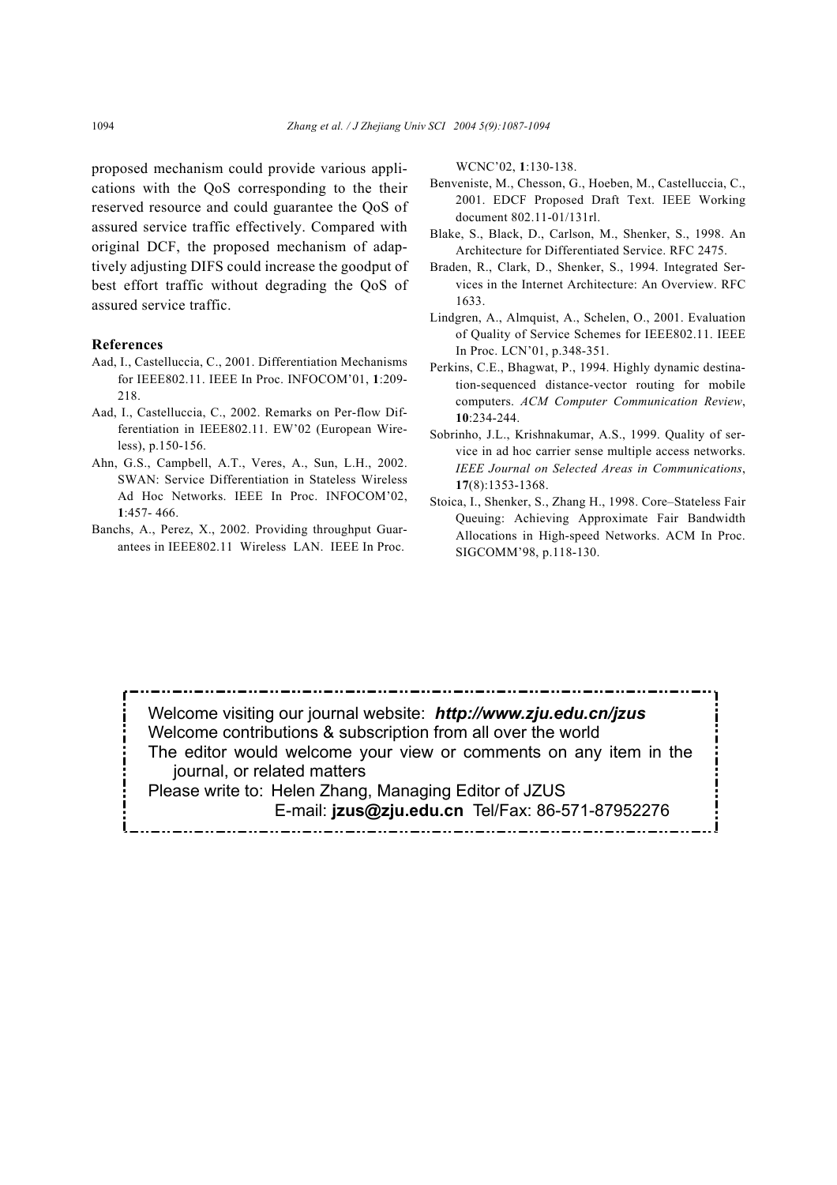proposed mechanism could provide various applications with the QoS corresponding to the their reserved resource and could guarantee the QoS of assured service traffic effectively. Compared with original DCF, the proposed mechanism of adaptively adjusting DIFS could increase the goodput of best effort traffic without degrading the QoS of assured service traffic.

## References

Aad, I., Castelluccia, C., 2001. Differentiation Mechanisms for IEEE802.11. IEEE In Proc. INFOCOM'01, **1**:209-218.

Aad, I., Castelluccia, C., 2002. Remarks on Per-flow Differentiation in IEEE802.11. EW'02 (European Wireless), p.150-156.

Ahn, G.S., Campbell, A.T., Veres, A., Sun, L.H., 2002. SWAN: Service Differentiation in Stateless Wireless Ad Hoc Networks. IEEE In Proc. INFOCOM'02, **1**:457- 466.

Banchs, A., Perez, X., 2002. Providing throughput Guarantees in IEEE802.11 Wireless LAN. IEEE In Proc. WCNC'02, **1**:130-138.

Benveniste, M., Chesson, G., Hoeben, M., Castelluccia, C., 2001. EDCF Proposed Draft Text. IEEE Working document 802.11-01/131rl.

Blake, S., Black, D., Carlson, M., Shenker, S., 1998. An Architecture for Differentiated Service. RFC 2475.

Braden, R., Clark, D., Shenker, S., 1994. Integrated Services in the Internet Architecture: An Overview. RFC 1633.

Lindgren, A., Almquist, A., Schelen, O., 2001. Evaluation of Quality of Service Schemes for IEEE802.11. IEEE In Proc. LCN'01, p.348-351.

Perkins, C.E., Bhagwat, P., 1994. Highly dynamic destination-sequenced distance-vector routing for mobile computers. *ACM Computer Communication Review*, **10**:234-244.

Sobrinho, J.L., Krishnakumar, A.S., 1999. Quality of service in ad hoc carrier sense multiple access networks. *IEEE Journal on Selected Areas in Communications*, **17**(8):1353-1368.

Stoica, I., Shenker, S., Zhang H., 1998. Core–Stateless Fair Queuing: Achieving Approximate Fair Bandwidth Allocations in High-speed Networks. ACM In Proc. SIGCOMM'98, p.118-130.

Welcome visiting our journal website: ***http://www.zju.edu.cn/jzus***
Welcome contributions & subscription from all over the world
The editor would welcome your view or comments on any item in the journal, or related matters
Please write to: Helen Zhang, Managing Editor of JZUS
E-mail: **jzus@zju.edu.cn** Tel/Fax: 86-571-87952276